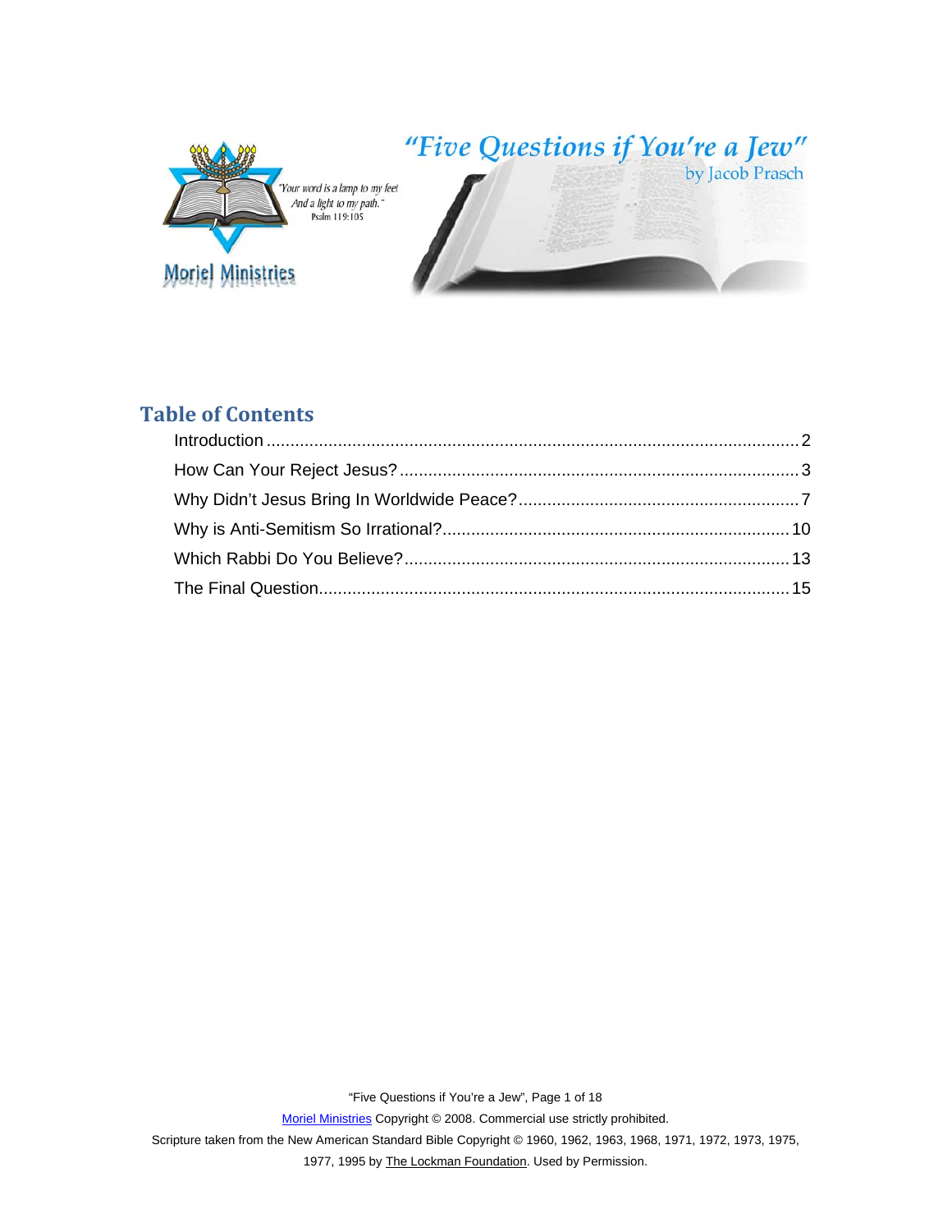"Your word is a lamp to my feet
And a light to my path."
Psalm 119:105

Moriel Ministries

# "Five Questions if You're a Jew"

by Jacob Prasch

## Table of Contents

- Introduction ........ 2
- How Can Your Reject Jesus? ........ 3
- Why Didn't Jesus Bring In Worldwide Peace? ........ 7
- Why is Anti-Semitism So Irrational? ........ 10
- Which Rabbi Do You Believe? ........ 13
- The Final Question ........ 15

Moriel Ministries Copyright © 2008. Commercial use strictly prohibited.
Scripture taken from the New American Standard Bible Copyright © 1960, 1962, 1963, 1968, 1971, 1972, 1973, 1975, 1977, 1995 by The Lockman Foundation. Used by Permission.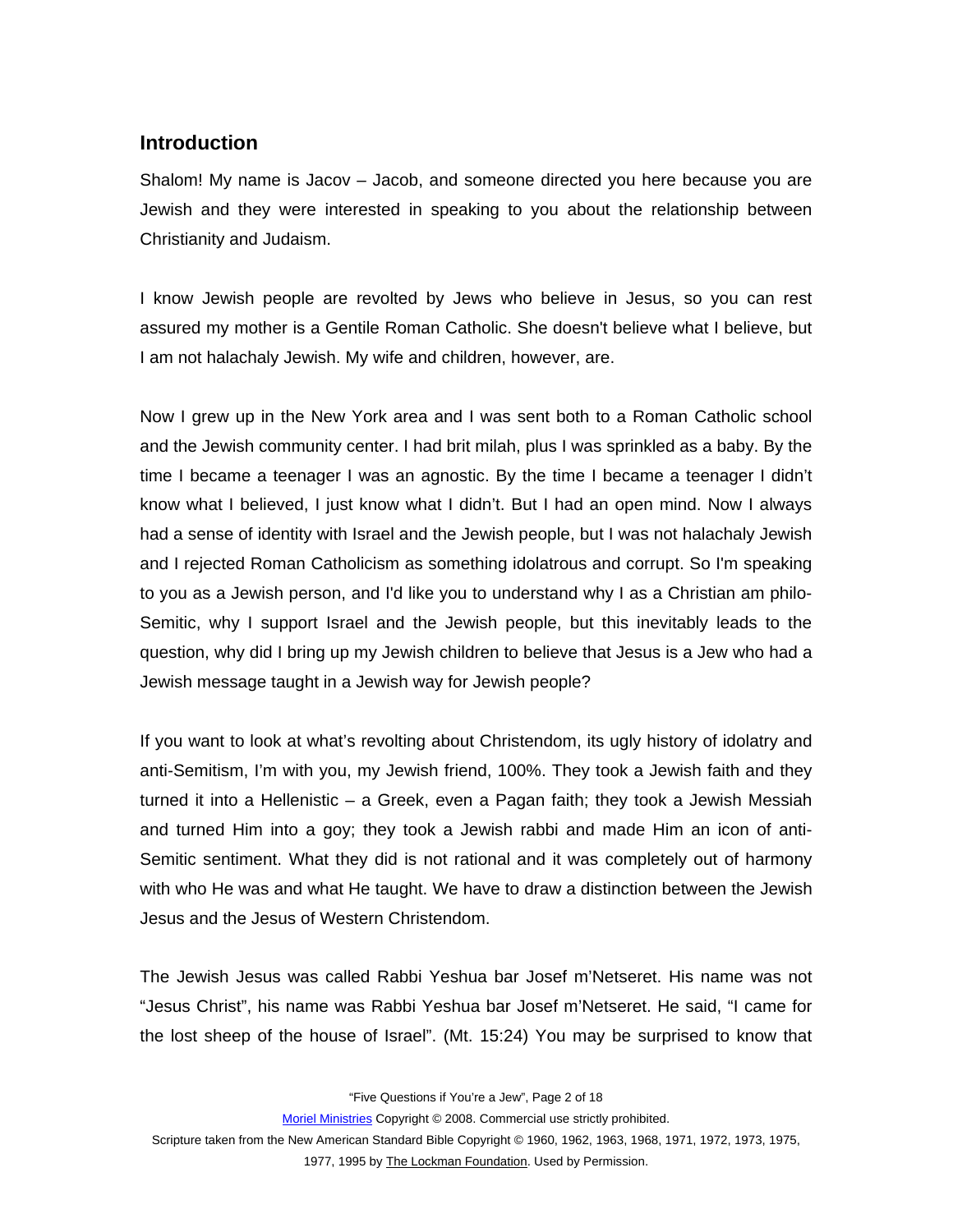## Introduction

Shalom! My name is Jacov – Jacob, and someone directed you here because you are Jewish and they were interested in speaking to you about the relationship between Christianity and Judaism.

I know Jewish people are revolted by Jews who believe in Jesus, so you can rest assured my mother is a Gentile Roman Catholic. She doesn't believe what I believe, but I am not halachaly Jewish. My wife and children, however, are.

Now I grew up in the New York area and I was sent both to a Roman Catholic school and the Jewish community center. I had brit milah, plus I was sprinkled as a baby. By the time I became a teenager I was an agnostic. By the time I became a teenager I didn't know what I believed, I just know what I didn't. But I had an open mind. Now I always had a sense of identity with Israel and the Jewish people, but I was not halachaly Jewish and I rejected Roman Catholicism as something idolatrous and corrupt. So I'm speaking to you as a Jewish person, and I'd like you to understand why I as a Christian am philo-Semitic, why I support Israel and the Jewish people, but this inevitably leads to the question, why did I bring up my Jewish children to believe that Jesus is a Jew who had a Jewish message taught in a Jewish way for Jewish people?

If you want to look at what's revolting about Christendom, its ugly history of idolatry and anti-Semitism, I'm with you, my Jewish friend, 100%. They took a Jewish faith and they turned it into a Hellenistic – a Greek, even a Pagan faith; they took a Jewish Messiah and turned Him into a goy; they took a Jewish rabbi and made Him an icon of anti-Semitic sentiment. What they did is not rational and it was completely out of harmony with who He was and what He taught. We have to draw a distinction between the Jewish Jesus and the Jesus of Western Christendom.

The Jewish Jesus was called Rabbi Yeshua bar Josef m'Netseret. His name was not "Jesus Christ", his name was Rabbi Yeshua bar Josef m'Netseret. He said, "I came for the lost sheep of the house of Israel". (Mt. 15:24) You may be surprised to know that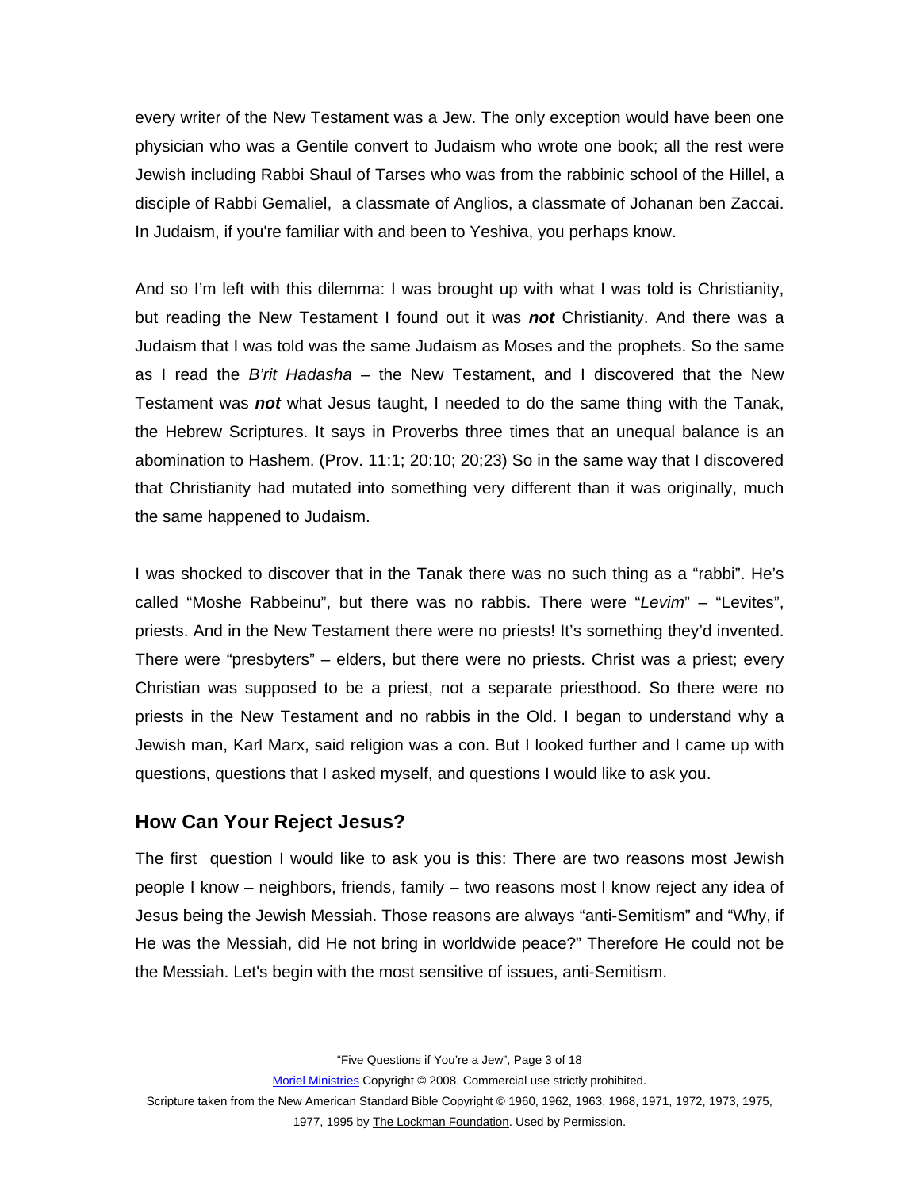every writer of the New Testament was a Jew. The only exception would have been one physician who was a Gentile convert to Judaism who wrote one book; all the rest were Jewish including Rabbi Shaul of Tarses who was from the rabbinic school of the Hillel, a disciple of Rabbi Gemaliel, a classmate of Anglios, a classmate of Johanan ben Zaccai. In Judaism, if you're familiar with and been to Yeshiva, you perhaps know.

And so I'm left with this dilemma: I was brought up with what I was told is Christianity, but reading the New Testament I found out it was ***not*** Christianity. And there was a Judaism that I was told was the same Judaism as Moses and the prophets. So the same as I read the *B'rit Hadasha* – the New Testament, and I discovered that the New Testament was ***not*** what Jesus taught, I needed to do the same thing with the Tanak, the Hebrew Scriptures. It says in Proverbs three times that an unequal balance is an abomination to Hashem. (Prov. 11:1; 20:10; 20;23) So in the same way that I discovered that Christianity had mutated into something very different than it was originally, much the same happened to Judaism.

I was shocked to discover that in the Tanak there was no such thing as a "rabbi". He's called "Moshe Rabbeinu", but there was no rabbis. There were "*Levim*" – "Levites", priests. And in the New Testament there were no priests! It's something they'd invented. There were "presbyters" – elders, but there were no priests. Christ was a priest; every Christian was supposed to be a priest, not a separate priesthood. So there were no priests in the New Testament and no rabbis in the Old. I began to understand why a Jewish man, Karl Marx, said religion was a con. But I looked further and I came up with questions, questions that I asked myself, and questions I would like to ask you.

## How Can Your Reject Jesus?

The first question I would like to ask you is this: There are two reasons most Jewish people I know – neighbors, friends, family – two reasons most I know reject any idea of Jesus being the Jewish Messiah. Those reasons are always "anti-Semitism" and "Why, if He was the Messiah, did He not bring in worldwide peace?" Therefore He could not be the Messiah. Let's begin with the most sensitive of issues, anti-Semitism.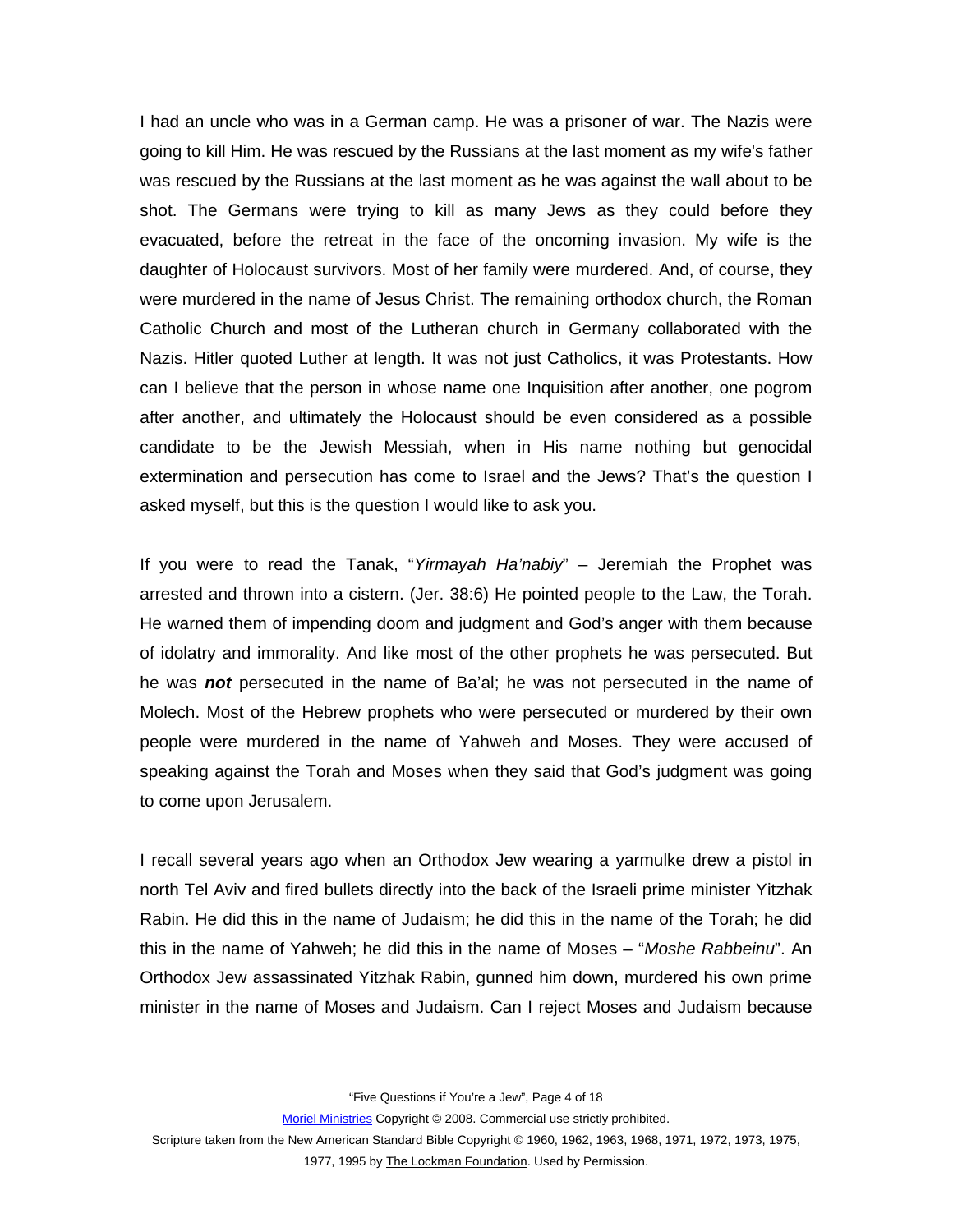I had an uncle who was in a German camp. He was a prisoner of war. The Nazis were going to kill Him. He was rescued by the Russians at the last moment as my wife's father was rescued by the Russians at the last moment as he was against the wall about to be shot. The Germans were trying to kill as many Jews as they could before they evacuated, before the retreat in the face of the oncoming invasion. My wife is the daughter of Holocaust survivors. Most of her family were murdered. And, of course, they were murdered in the name of Jesus Christ. The remaining orthodox church, the Roman Catholic Church and most of the Lutheran church in Germany collaborated with the Nazis. Hitler quoted Luther at length. It was not just Catholics, it was Protestants. How can I believe that the person in whose name one Inquisition after another, one pogrom after another, and ultimately the Holocaust should be even considered as a possible candidate to be the Jewish Messiah, when in His name nothing but genocidal extermination and persecution has come to Israel and the Jews? That's the question I asked myself, but this is the question I would like to ask you.

If you were to read the Tanak, "*Yirmayah Ha'nabiy*" – Jeremiah the Prophet was arrested and thrown into a cistern. (Jer. 38:6) He pointed people to the Law, the Torah. He warned them of impending doom and judgment and God's anger with them because of idolatry and immorality. And like most of the other prophets he was persecuted. But he was ***not*** persecuted in the name of Ba'al; he was not persecuted in the name of Molech. Most of the Hebrew prophets who were persecuted or murdered by their own people were murdered in the name of Yahweh and Moses. They were accused of speaking against the Torah and Moses when they said that God's judgment was going to come upon Jerusalem.

I recall several years ago when an Orthodox Jew wearing a yarmulke drew a pistol in north Tel Aviv and fired bullets directly into the back of the Israeli prime minister Yitzhak Rabin. He did this in the name of Judaism; he did this in the name of the Torah; he did this in the name of Yahweh; he did this in the name of Moses – "*Moshe Rabbeinu*". An Orthodox Jew assassinated Yitzhak Rabin, gunned him down, murdered his own prime minister in the name of Moses and Judaism. Can I reject Moses and Judaism because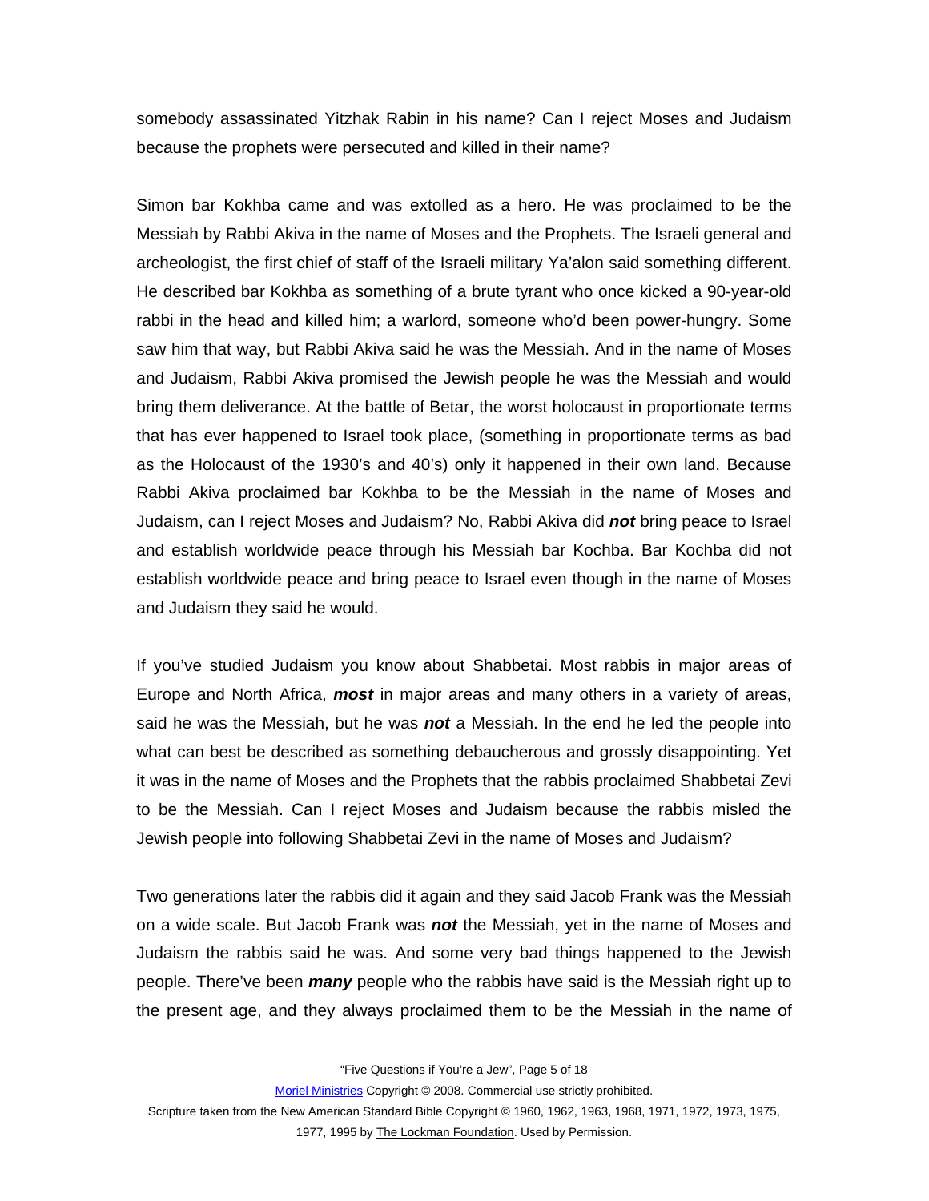somebody assassinated Yitzhak Rabin in his name? Can I reject Moses and Judaism because the prophets were persecuted and killed in their name?

Simon bar Kokhba came and was extolled as a hero. He was proclaimed to be the Messiah by Rabbi Akiva in the name of Moses and the Prophets. The Israeli general and archeologist, the first chief of staff of the Israeli military Ya'alon said something different. He described bar Kokhba as something of a brute tyrant who once kicked a 90-year-old rabbi in the head and killed him; a warlord, someone who'd been power-hungry. Some saw him that way, but Rabbi Akiva said he was the Messiah. And in the name of Moses and Judaism, Rabbi Akiva promised the Jewish people he was the Messiah and would bring them deliverance. At the battle of Betar, the worst holocaust in proportionate terms that has ever happened to Israel took place, (something in proportionate terms as bad as the Holocaust of the 1930's and 40's) only it happened in their own land. Because Rabbi Akiva proclaimed bar Kokhba to be the Messiah in the name of Moses and Judaism, can I reject Moses and Judaism? No, Rabbi Akiva did ***not*** bring peace to Israel and establish worldwide peace through his Messiah bar Kochba. Bar Kochba did not establish worldwide peace and bring peace to Israel even though in the name of Moses and Judaism they said he would.

If you've studied Judaism you know about Shabbetai. Most rabbis in major areas of Europe and North Africa, ***most*** in major areas and many others in a variety of areas, said he was the Messiah, but he was ***not*** a Messiah. In the end he led the people into what can best be described as something debaucherous and grossly disappointing. Yet it was in the name of Moses and the Prophets that the rabbis proclaimed Shabbetai Zevi to be the Messiah. Can I reject Moses and Judaism because the rabbis misled the Jewish people into following Shabbetai Zevi in the name of Moses and Judaism?

Two generations later the rabbis did it again and they said Jacob Frank was the Messiah on a wide scale. But Jacob Frank was ***not*** the Messiah, yet in the name of Moses and Judaism the rabbis said he was. And some very bad things happened to the Jewish people. There've been ***many*** people who the rabbis have said is the Messiah right up to the present age, and they always proclaimed them to be the Messiah in the name of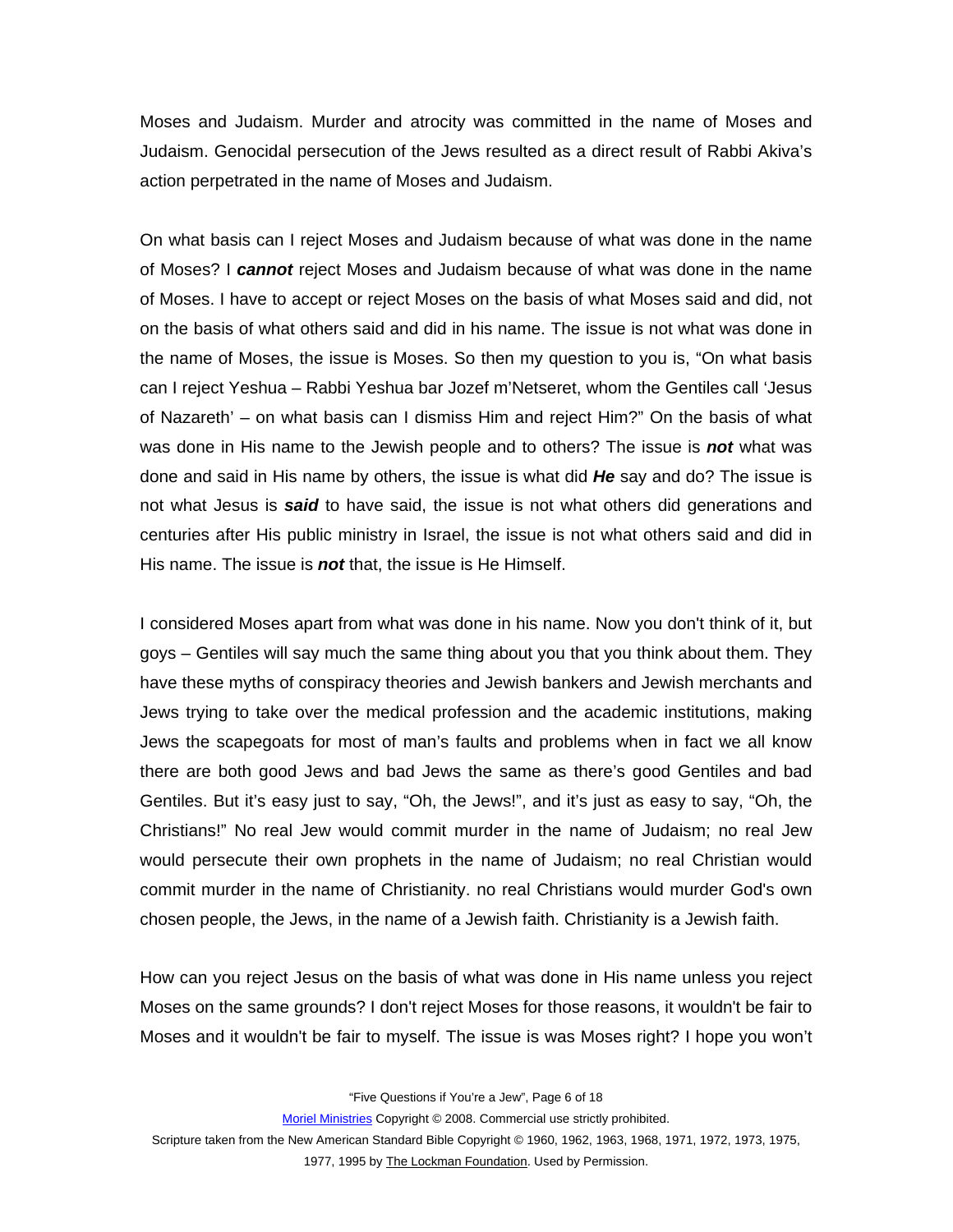Moses and Judaism. Murder and atrocity was committed in the name of Moses and Judaism. Genocidal persecution of the Jews resulted as a direct result of Rabbi Akiva's action perpetrated in the name of Moses and Judaism.

On what basis can I reject Moses and Judaism because of what was done in the name of Moses? I ***cannot*** reject Moses and Judaism because of what was done in the name of Moses. I have to accept or reject Moses on the basis of what Moses said and did, not on the basis of what others said and did in his name. The issue is not what was done in the name of Moses, the issue is Moses. So then my question to you is, "On what basis can I reject Yeshua – Rabbi Yeshua bar Jozef m'Netseret, whom the Gentiles call 'Jesus of Nazareth' – on what basis can I dismiss Him and reject Him?" On the basis of what was done in His name to the Jewish people and to others? The issue is ***not*** what was done and said in His name by others, the issue is what did ***He*** say and do? The issue is not what Jesus is ***said*** to have said, the issue is not what others did generations and centuries after His public ministry in Israel, the issue is not what others said and did in His name. The issue is ***not*** that, the issue is He Himself.

I considered Moses apart from what was done in his name. Now you don't think of it, but goys – Gentiles will say much the same thing about you that you think about them. They have these myths of conspiracy theories and Jewish bankers and Jewish merchants and Jews trying to take over the medical profession and the academic institutions, making Jews the scapegoats for most of man's faults and problems when in fact we all know there are both good Jews and bad Jews the same as there's good Gentiles and bad Gentiles. But it's easy just to say, "Oh, the Jews!", and it's just as easy to say, "Oh, the Christians!" No real Jew would commit murder in the name of Judaism; no real Jew would persecute their own prophets in the name of Judaism; no real Christian would commit murder in the name of Christianity. no real Christians would murder God's own chosen people, the Jews, in the name of a Jewish faith. Christianity is a Jewish faith.

How can you reject Jesus on the basis of what was done in His name unless you reject Moses on the same grounds? I don't reject Moses for those reasons, it wouldn't be fair to Moses and it wouldn't be fair to myself. The issue is was Moses right? I hope you won't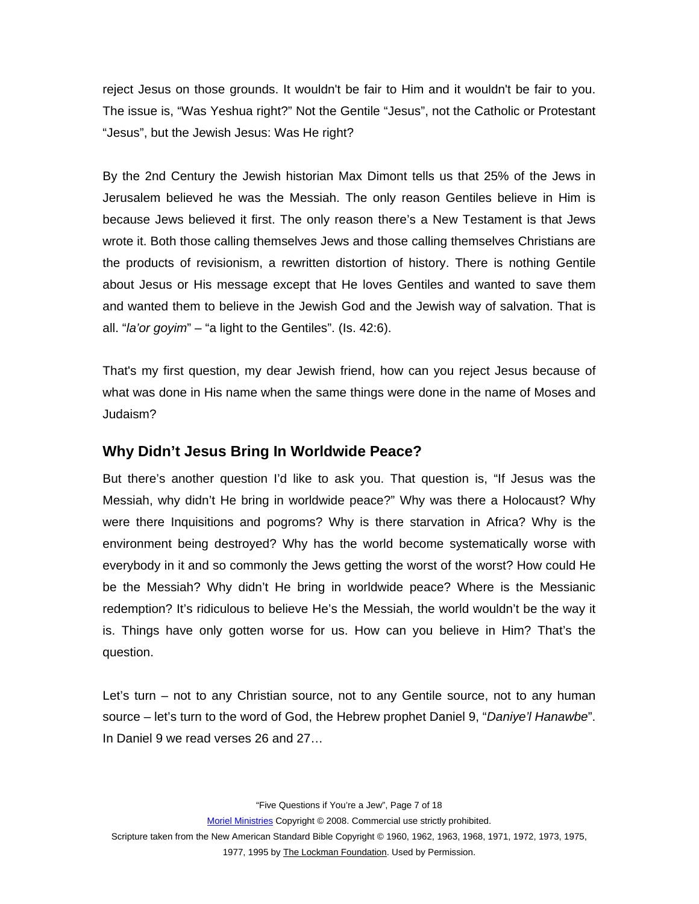reject Jesus on those grounds. It wouldn't be fair to Him and it wouldn't be fair to you. The issue is, "Was Yeshua right?" Not the Gentile "Jesus", not the Catholic or Protestant "Jesus", but the Jewish Jesus: Was He right?

By the 2nd Century the Jewish historian Max Dimont tells us that 25% of the Jews in Jerusalem believed he was the Messiah. The only reason Gentiles believe in Him is because Jews believed it first. The only reason there's a New Testament is that Jews wrote it. Both those calling themselves Jews and those calling themselves Christians are the products of revisionism, a rewritten distortion of history. There is nothing Gentile about Jesus or His message except that He loves Gentiles and wanted to save them and wanted them to believe in the Jewish God and the Jewish way of salvation. That is all. "*la'or goyim*" – "a light to the Gentiles". (Is. 42:6).

That's my first question, my dear Jewish friend, how can you reject Jesus because of what was done in His name when the same things were done in the name of Moses and Judaism?

## Why Didn't Jesus Bring In Worldwide Peace?

But there's another question I'd like to ask you. That question is, "If Jesus was the Messiah, why didn't He bring in worldwide peace?" Why was there a Holocaust? Why were there Inquisitions and pogroms? Why is there starvation in Africa? Why is the environment being destroyed? Why has the world become systematically worse with everybody in it and so commonly the Jews getting the worst of the worst? How could He be the Messiah? Why didn't He bring in worldwide peace? Where is the Messianic redemption? It's ridiculous to believe He's the Messiah, the world wouldn't be the way it is. Things have only gotten worse for us. How can you believe in Him? That's the question.

Let's turn – not to any Christian source, not to any Gentile source, not to any human source – let's turn to the word of God, the Hebrew prophet Daniel 9, "*Daniye'l Hanawbe*". In Daniel 9 we read verses 26 and 27…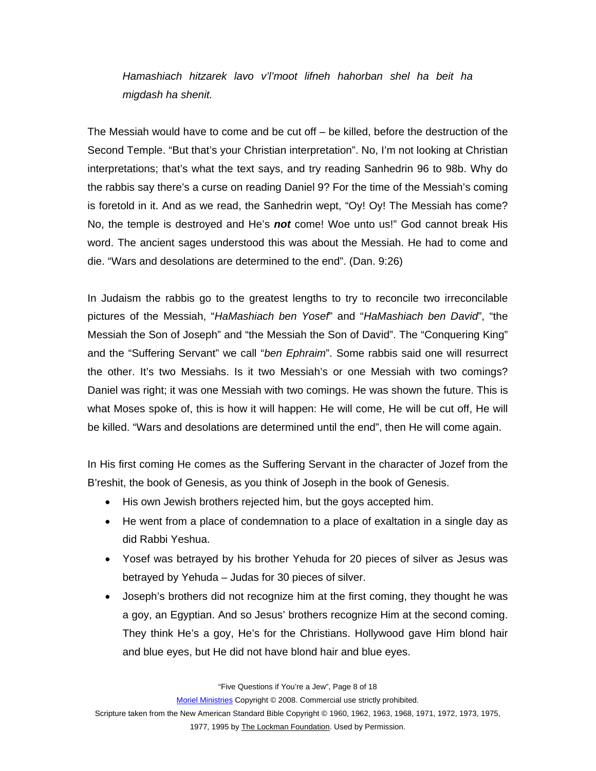*Hamashiach hitzarek lavo v'l'moot lifneh hahorban shel ha beit ha migdash ha shenit.*

The Messiah would have to come and be cut off – be killed, before the destruction of the Second Temple. "But that's your Christian interpretation". No, I'm not looking at Christian interpretations; that's what the text says, and try reading Sanhedrin 96 to 98b. Why do the rabbis say there's a curse on reading Daniel 9? For the time of the Messiah's coming is foretold in it. And as we read, the Sanhedrin wept, "Oy! Oy! The Messiah has come? No, the temple is destroyed and He's ***not*** come! Woe unto us!" God cannot break His word. The ancient sages understood this was about the Messiah. He had to come and die. "Wars and desolations are determined to the end". (Dan. 9:26)

In Judaism the rabbis go to the greatest lengths to try to reconcile two irreconcilable pictures of the Messiah, "*HaMashiach ben Yosef*" and "*HaMashiach ben David*", "the Messiah the Son of Joseph" and "the Messiah the Son of David". The "Conquering King" and the "Suffering Servant" we call "*ben Ephraim*". Some rabbis said one will resurrect the other. It's two Messiahs. Is it two Messiah's or one Messiah with two comings? Daniel was right; it was one Messiah with two comings. He was shown the future. This is what Moses spoke of, this is how it will happen: He will come, He will be cut off, He will be killed. "Wars and desolations are determined until the end", then He will come again.

In His first coming He comes as the Suffering Servant in the character of Jozef from the B'reshit, the book of Genesis, as you think of Joseph in the book of Genesis.

- His own Jewish brothers rejected him, but the goys accepted him.
- He went from a place of condemnation to a place of exaltation in a single day as did Rabbi Yeshua.
- Yosef was betrayed by his brother Yehuda for 20 pieces of silver as Jesus was betrayed by Yehuda – Judas for 30 pieces of silver.
- Joseph's brothers did not recognize him at the first coming, they thought he was a goy, an Egyptian. And so Jesus' brothers recognize Him at the second coming. They think He's a goy, He's for the Christians. Hollywood gave Him blond hair and blue eyes, but He did not have blond hair and blue eyes.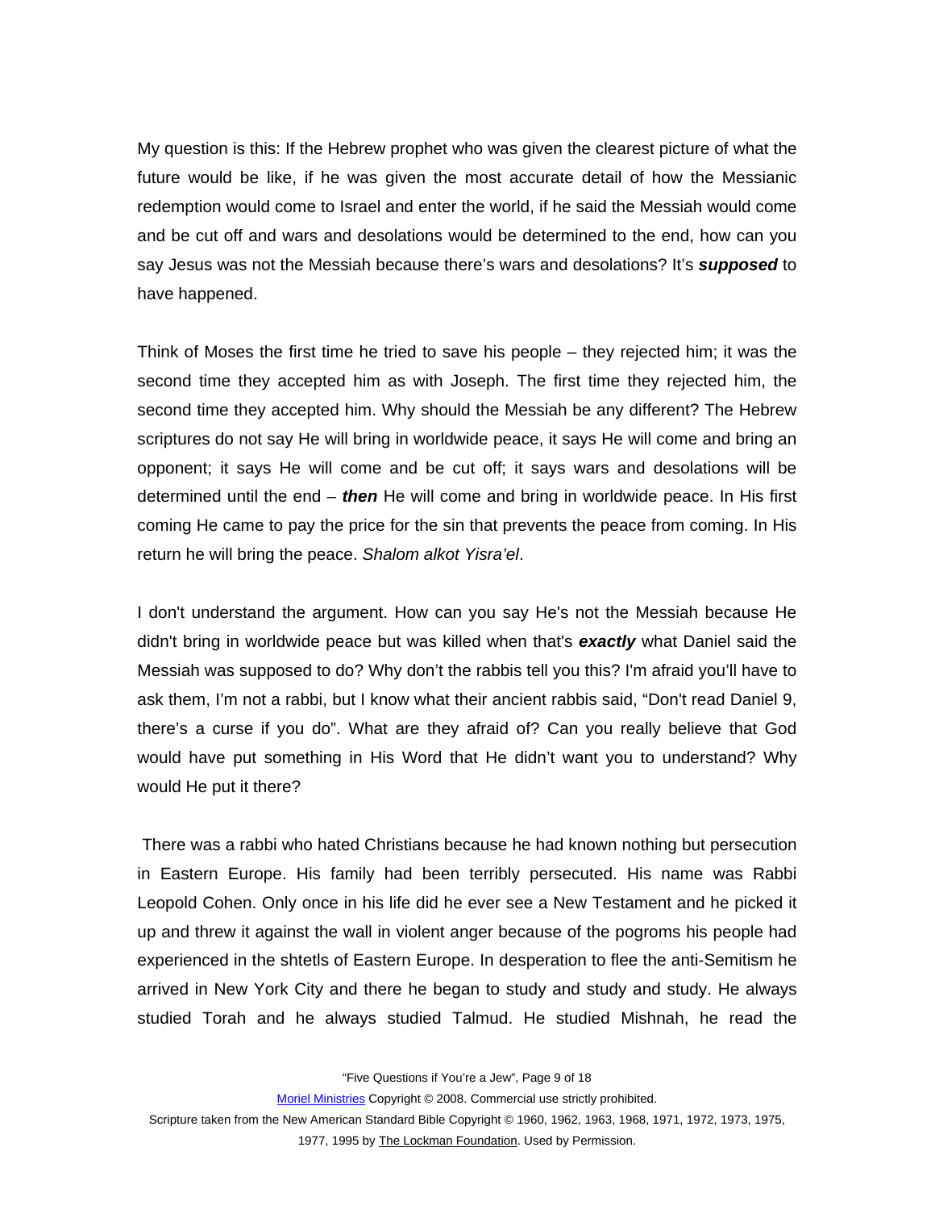My question is this: If the Hebrew prophet who was given the clearest picture of what the future would be like, if he was given the most accurate detail of how the Messianic redemption would come to Israel and enter the world, if he said the Messiah would come and be cut off and wars and desolations would be determined to the end, how can you say Jesus was not the Messiah because there's wars and desolations? It's ***supposed*** to have happened.

Think of Moses the first time he tried to save his people – they rejected him; it was the second time they accepted him as with Joseph. The first time they rejected him, the second time they accepted him. Why should the Messiah be any different? The Hebrew scriptures do not say He will bring in worldwide peace, it says He will come and bring an opponent; it says He will come and be cut off; it says wars and desolations will be determined until the end – ***then*** He will come and bring in worldwide peace. In His first coming He came to pay the price for the sin that prevents the peace from coming. In His return he will bring the peace. *Shalom alkot Yisra'el*.

I don't understand the argument. How can you say He's not the Messiah because He didn't bring in worldwide peace but was killed when that's ***exactly*** what Daniel said the Messiah was supposed to do? Why don't the rabbis tell you this? I'm afraid you'll have to ask them, I'm not a rabbi, but I know what their ancient rabbis said, "Don't read Daniel 9, there's a curse if you do". What are they afraid of? Can you really believe that God would have put something in His Word that He didn't want you to understand? Why would He put it there?

There was a rabbi who hated Christians because he had known nothing but persecution in Eastern Europe. His family had been terribly persecuted. His name was Rabbi Leopold Cohen. Only once in his life did he ever see a New Testament and he picked it up and threw it against the wall in violent anger because of the pogroms his people had experienced in the shtetls of Eastern Europe. In desperation to flee the anti-Semitism he arrived in New York City and there he began to study and study and study. He always studied Torah and he always studied Talmud. He studied Mishnah, he read the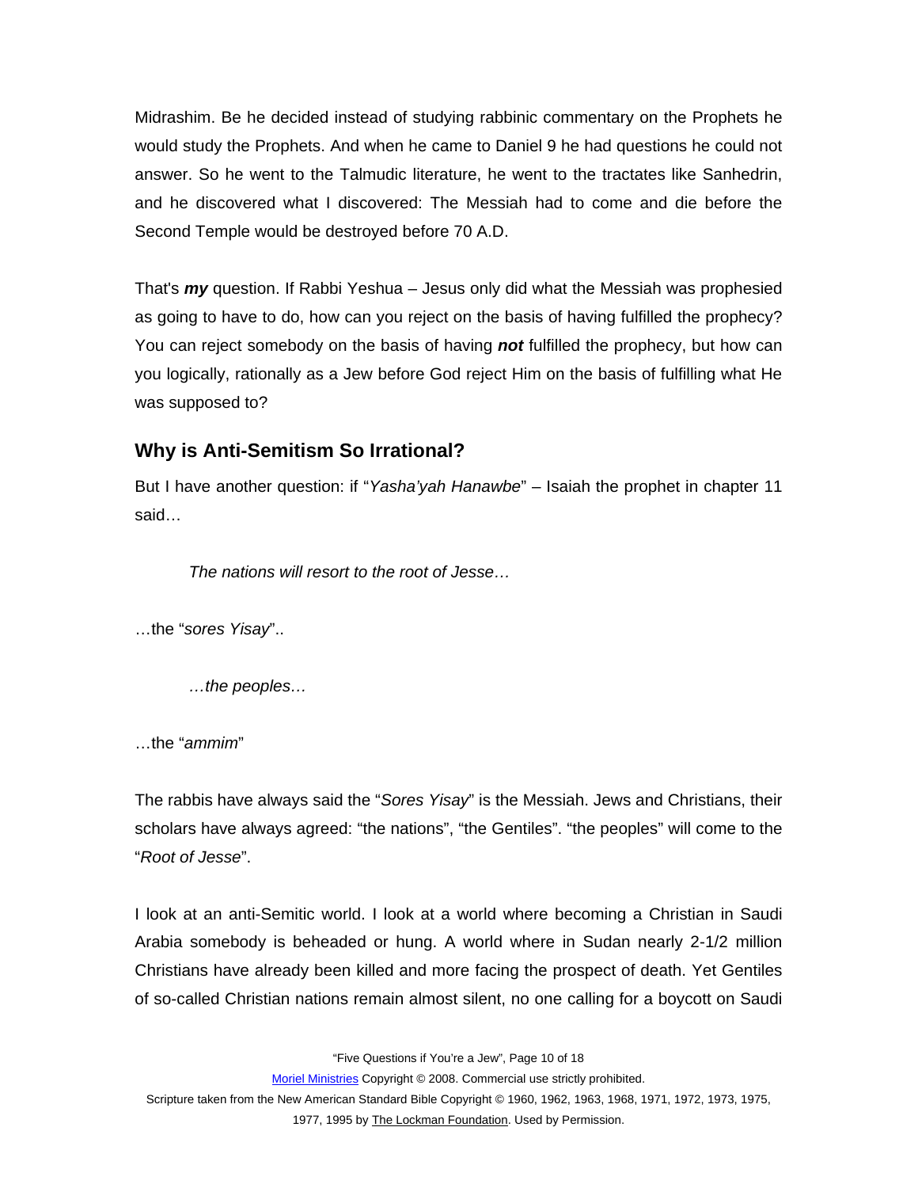Midrashim. Be he decided instead of studying rabbinic commentary on the Prophets he would study the Prophets. And when he came to Daniel 9 he had questions he could not answer. So he went to the Talmudic literature, he went to the tractates like Sanhedrin, and he discovered what I discovered: The Messiah had to come and die before the Second Temple would be destroyed before 70 A.D.

That's ***my*** question. If Rabbi Yeshua – Jesus only did what the Messiah was prophesied as going to have to do, how can you reject on the basis of having fulfilled the prophecy? You can reject somebody on the basis of having ***not*** fulfilled the prophecy, but how can you logically, rationally as a Jew before God reject Him on the basis of fulfilling what He was supposed to?

## Why is Anti-Semitism So Irrational?

But I have another question: if "*Yasha'yah Hanawbe*" – Isaiah the prophet in chapter 11 said…

> *The nations will resort to the root of Jesse…*

…the "*sores Yisay*"..

> *…the peoples…*

…the "*ammim*"

The rabbis have always said the "*Sores Yisay*" is the Messiah. Jews and Christians, their scholars have always agreed: "the nations", "the Gentiles". "the peoples" will come to the "*Root of Jesse*".

I look at an anti-Semitic world. I look at a world where becoming a Christian in Saudi Arabia somebody is beheaded or hung. A world where in Sudan nearly 2-1/2 million Christians have already been killed and more facing the prospect of death. Yet Gentiles of so-called Christian nations remain almost silent, no one calling for a boycott on Saudi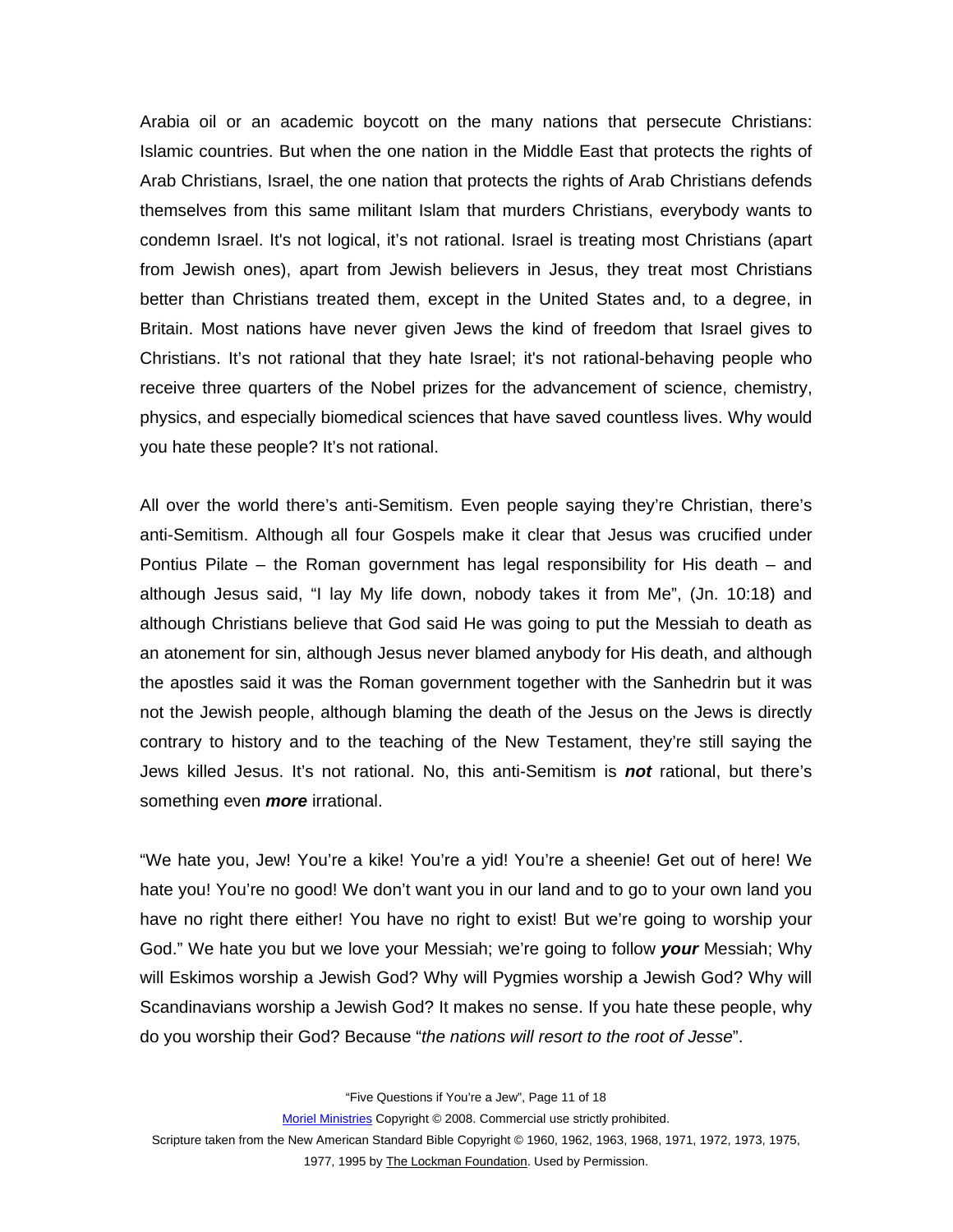Arabia oil or an academic boycott on the many nations that persecute Christians: Islamic countries. But when the one nation in the Middle East that protects the rights of Arab Christians, Israel, the one nation that protects the rights of Arab Christians defends themselves from this same militant Islam that murders Christians, everybody wants to condemn Israel. It's not logical, it's not rational. Israel is treating most Christians (apart from Jewish ones), apart from Jewish believers in Jesus, they treat most Christians better than Christians treated them, except in the United States and, to a degree, in Britain. Most nations have never given Jews the kind of freedom that Israel gives to Christians. It's not rational that they hate Israel; it's not rational-behaving people who receive three quarters of the Nobel prizes for the advancement of science, chemistry, physics, and especially biomedical sciences that have saved countless lives. Why would you hate these people? It's not rational.

All over the world there's anti-Semitism. Even people saying they're Christian, there's anti-Semitism. Although all four Gospels make it clear that Jesus was crucified under Pontius Pilate – the Roman government has legal responsibility for His death – and although Jesus said, "I lay My life down, nobody takes it from Me", (Jn. 10:18) and although Christians believe that God said He was going to put the Messiah to death as an atonement for sin, although Jesus never blamed anybody for His death, and although the apostles said it was the Roman government together with the Sanhedrin but it was not the Jewish people, although blaming the death of the Jesus on the Jews is directly contrary to history and to the teaching of the New Testament, they're still saying the Jews killed Jesus. It's not rational. No, this anti-Semitism is ***not*** rational, but there's something even ***more*** irrational.

"We hate you, Jew! You're a kike! You're a yid! You're a sheenie! Get out of here! We hate you! You're no good! We don't want you in our land and to go to your own land you have no right there either! You have no right to exist! But we're going to worship your God." We hate you but we love your Messiah; we're going to follow ***your*** Messiah; Why will Eskimos worship a Jewish God? Why will Pygmies worship a Jewish God? Why will Scandinavians worship a Jewish God? It makes no sense. If you hate these people, why do you worship their God? Because "*the nations will resort to the root of Jesse*".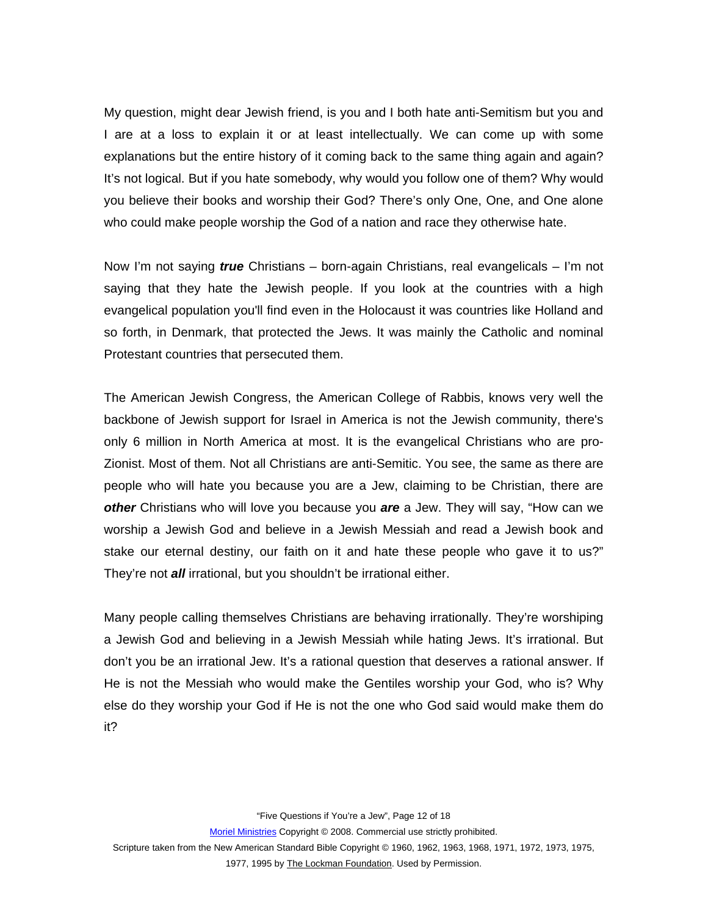My question, might dear Jewish friend, is you and I both hate anti-Semitism but you and I are at a loss to explain it or at least intellectually. We can come up with some explanations but the entire history of it coming back to the same thing again and again? It's not logical. But if you hate somebody, why would you follow one of them? Why would you believe their books and worship their God? There's only One, One, and One alone who could make people worship the God of a nation and race they otherwise hate.

Now I'm not saying ***true*** Christians – born-again Christians, real evangelicals – I'm not saying that they hate the Jewish people. If you look at the countries with a high evangelical population you'll find even in the Holocaust it was countries like Holland and so forth, in Denmark, that protected the Jews. It was mainly the Catholic and nominal Protestant countries that persecuted them.

The American Jewish Congress, the American College of Rabbis, knows very well the backbone of Jewish support for Israel in America is not the Jewish community, there's only 6 million in North America at most. It is the evangelical Christians who are pro-Zionist. Most of them. Not all Christians are anti-Semitic. You see, the same as there are people who will hate you because you are a Jew, claiming to be Christian, there are ***other*** Christians who will love you because you ***are*** a Jew. They will say, "How can we worship a Jewish God and believe in a Jewish Messiah and read a Jewish book and stake our eternal destiny, our faith on it and hate these people who gave it to us?" They're not ***all*** irrational, but you shouldn't be irrational either.

Many people calling themselves Christians are behaving irrationally. They're worshiping a Jewish God and believing in a Jewish Messiah while hating Jews. It's irrational. But don't you be an irrational Jew. It's a rational question that deserves a rational answer. If He is not the Messiah who would make the Gentiles worship your God, who is? Why else do they worship your God if He is not the one who God said would make them do it?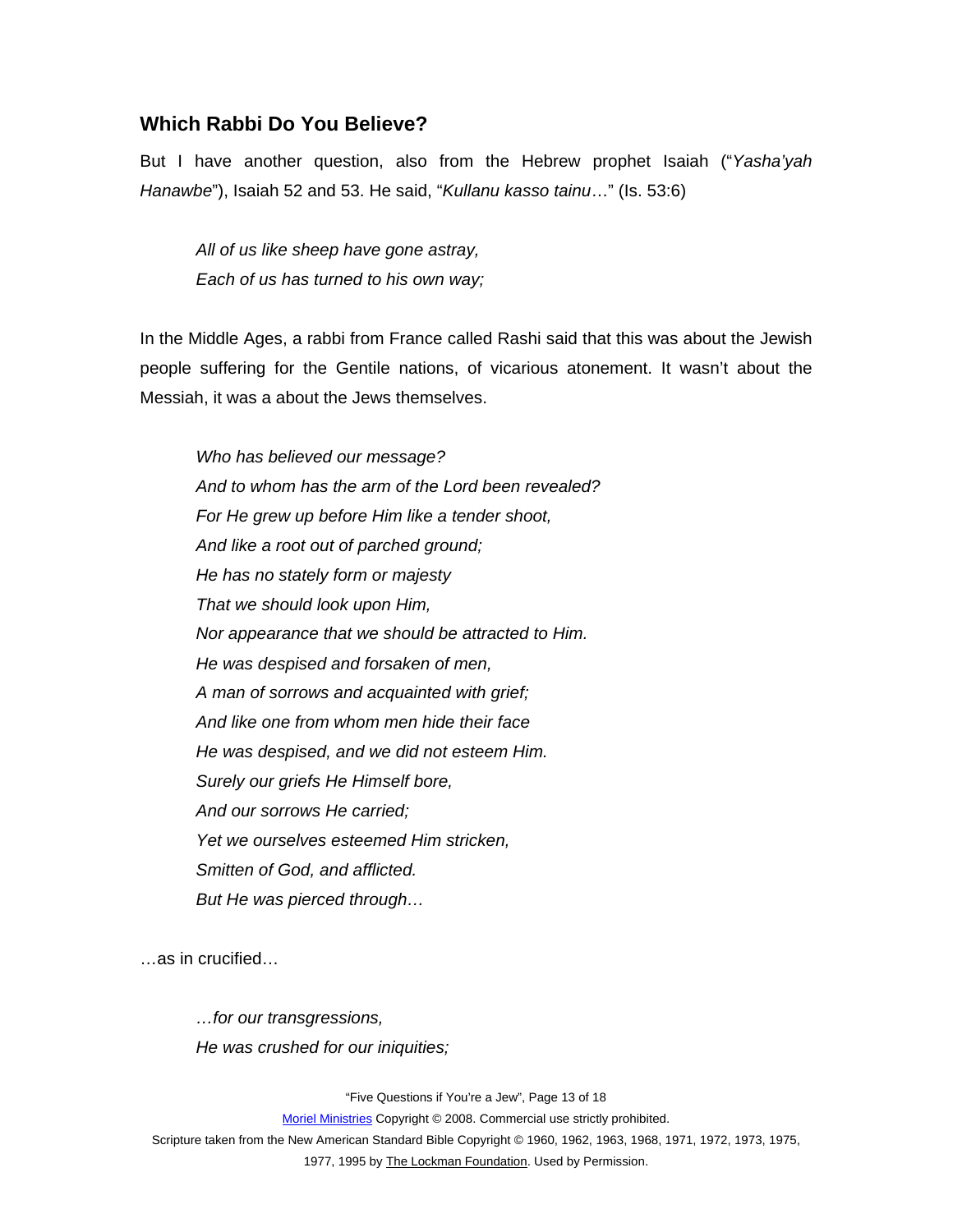## Which Rabbi Do You Believe?

But I have another question, also from the Hebrew prophet Isaiah ("*Yasha'yah Hanawbe*"), Isaiah 52 and 53. He said, "*Kullanu kasso tainu*…" (Is. 53:6)

> *All of us like sheep have gone astray,*
> *Each of us has turned to his own way;*

In the Middle Ages, a rabbi from France called Rashi said that this was about the Jewish people suffering for the Gentile nations, of vicarious atonement. It wasn't about the Messiah, it was a about the Jews themselves.

> *Who has believed our message?*
> *And to whom has the arm of the Lord been revealed?*
> *For He grew up before Him like a tender shoot,*
> *And like a root out of parched ground;*
> *He has no stately form or majesty*
> *That we should look upon Him,*
> *Nor appearance that we should be attracted to Him.*
> *He was despised and forsaken of men,*
> *A man of sorrows and acquainted with grief;*
> *And like one from whom men hide their face*
> *He was despised, and we did not esteem Him.*
> *Surely our griefs He Himself bore,*
> *And our sorrows He carried;*
> *Yet we ourselves esteemed Him stricken,*
> *Smitten of God, and afflicted.*
> *But He was pierced through…*

…as in crucified…

> *…for our transgressions,*
> *He was crushed for our iniquities;*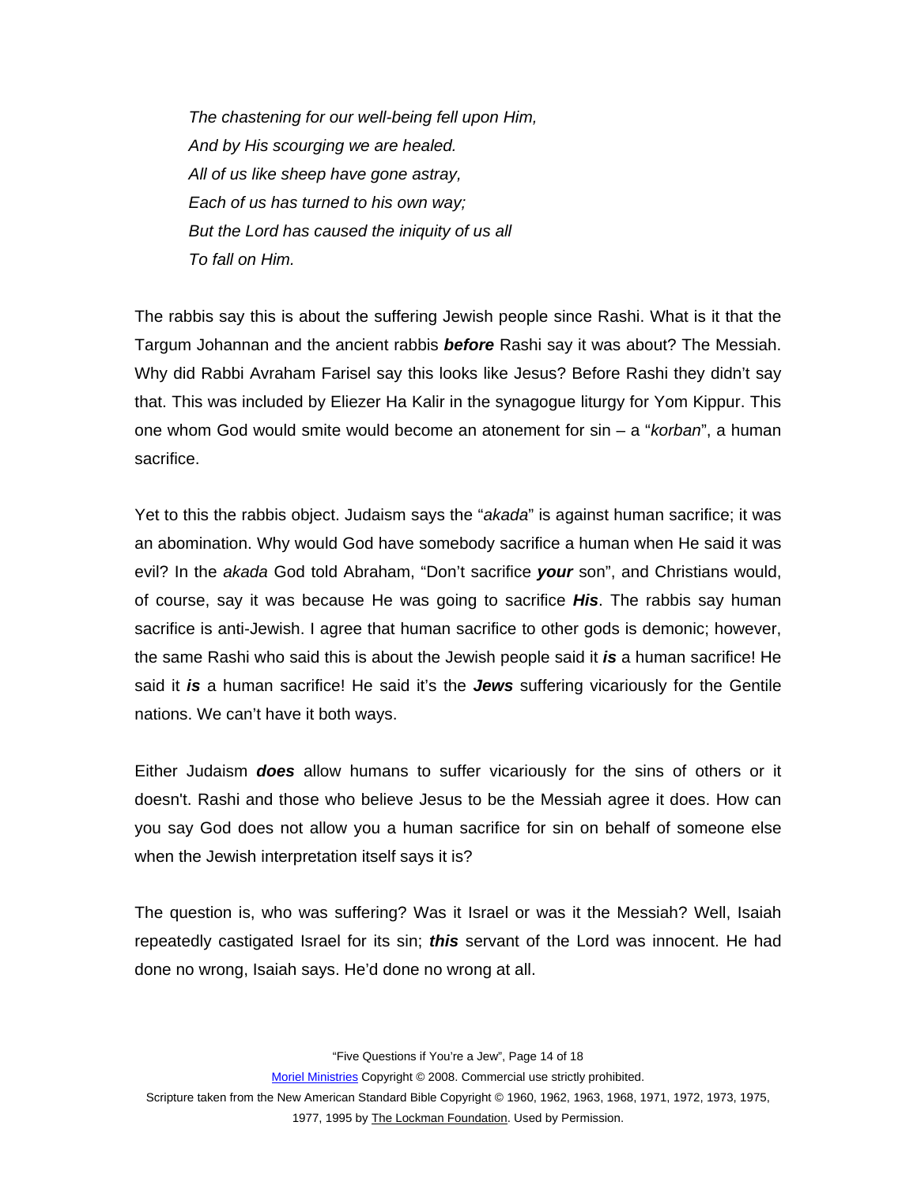*The chastening for our well-being fell upon Him,*
*And by His scourging we are healed.*
*All of us like sheep have gone astray,*
*Each of us has turned to his own way;*
*But the Lord has caused the iniquity of us all*
*To fall on Him.*

The rabbis say this is about the suffering Jewish people since Rashi. What is it that the Targum Johannan and the ancient rabbis ***before*** Rashi say it was about? The Messiah. Why did Rabbi Avraham Farisel say this looks like Jesus? Before Rashi they didn't say that. This was included by Eliezer Ha Kalir in the synagogue liturgy for Yom Kippur. This one whom God would smite would become an atonement for sin – a "*korban*", a human sacrifice.

Yet to this the rabbis object. Judaism says the "*akada*" is against human sacrifice; it was an abomination. Why would God have somebody sacrifice a human when He said it was evil? In the *akada* God told Abraham, "Don't sacrifice ***your*** son", and Christians would, of course, say it was because He was going to sacrifice ***His***. The rabbis say human sacrifice is anti-Jewish. I agree that human sacrifice to other gods is demonic; however, the same Rashi who said this is about the Jewish people said it ***is*** a human sacrifice! He said it ***is*** a human sacrifice! He said it's the ***Jews*** suffering vicariously for the Gentile nations. We can't have it both ways.

Either Judaism ***does*** allow humans to suffer vicariously for the sins of others or it doesn't. Rashi and those who believe Jesus to be the Messiah agree it does. How can you say God does not allow you a human sacrifice for sin on behalf of someone else when the Jewish interpretation itself says it is?

The question is, who was suffering? Was it Israel or was it the Messiah? Well, Isaiah repeatedly castigated Israel for its sin; ***this*** servant of the Lord was innocent. He had done no wrong, Isaiah says. He'd done no wrong at all.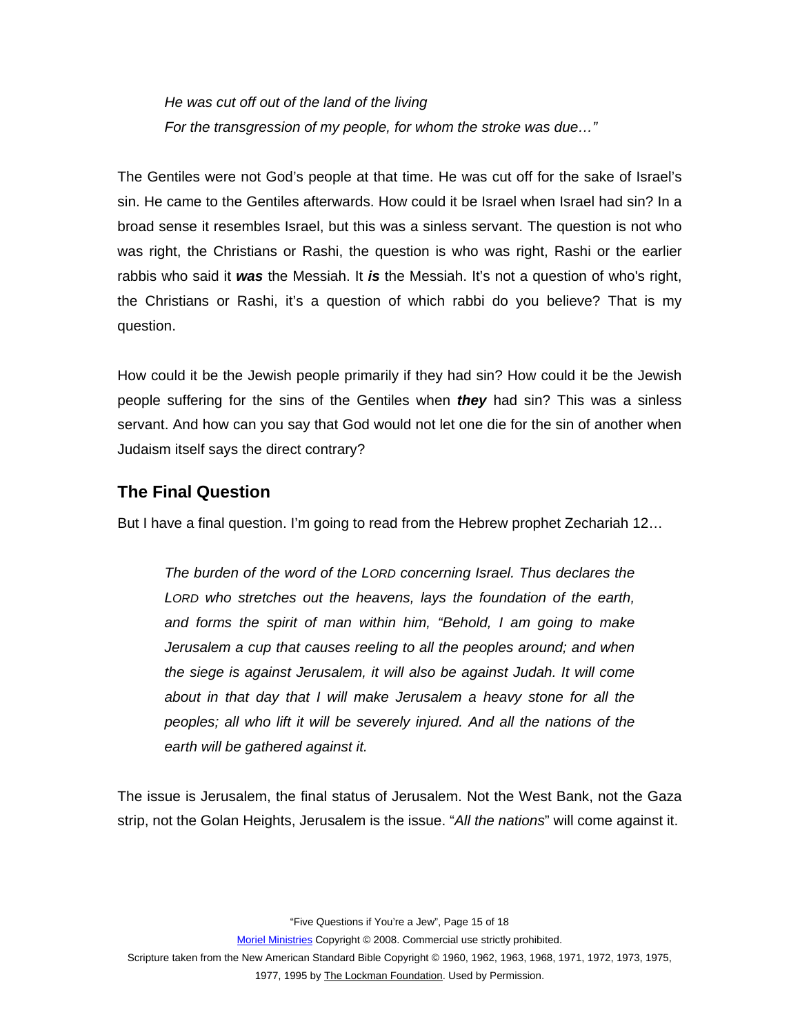> *He was cut off out of the land of the living*
> *For the transgression of my people, for whom the stroke was due…"*

The Gentiles were not God's people at that time. He was cut off for the sake of Israel's sin. He came to the Gentiles afterwards. How could it be Israel when Israel had sin? In a broad sense it resembles Israel, but this was a sinless servant. The question is not who was right, the Christians or Rashi, the question is who was right, Rashi or the earlier rabbis who said it ***was*** the Messiah. It ***is*** the Messiah. It's not a question of who's right, the Christians or Rashi, it's a question of which rabbi do you believe? That is my question.

How could it be the Jewish people primarily if they had sin? How could it be the Jewish people suffering for the sins of the Gentiles when ***they*** had sin? This was a sinless servant. And how can you say that God would not let one die for the sin of another when Judaism itself says the direct contrary?

## The Final Question

But I have a final question. I'm going to read from the Hebrew prophet Zechariah 12…

> *The burden of the word of the LORD concerning Israel. Thus declares the LORD who stretches out the heavens, lays the foundation of the earth, and forms the spirit of man within him, "Behold, I am going to make Jerusalem a cup that causes reeling to all the peoples around; and when the siege is against Jerusalem, it will also be against Judah. It will come about in that day that I will make Jerusalem a heavy stone for all the peoples; all who lift it will be severely injured. And all the nations of the earth will be gathered against it.*

The issue is Jerusalem, the final status of Jerusalem. Not the West Bank, not the Gaza strip, not the Golan Heights, Jerusalem is the issue. "*All the nations*" will come against it.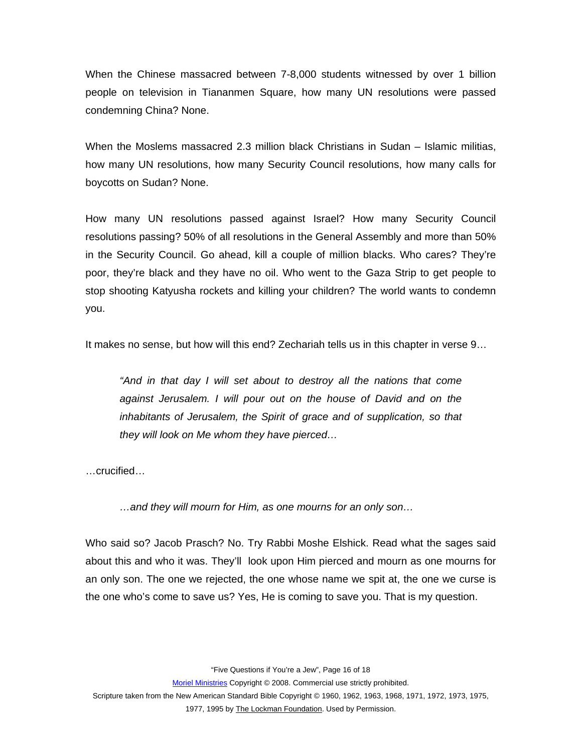When the Chinese massacred between 7-8,000 students witnessed by over 1 billion people on television in Tiananmen Square, how many UN resolutions were passed condemning China? None.

When the Moslems massacred 2.3 million black Christians in Sudan – Islamic militias, how many UN resolutions, how many Security Council resolutions, how many calls for boycotts on Sudan? None.

How many UN resolutions passed against Israel? How many Security Council resolutions passing? 50% of all resolutions in the General Assembly and more than 50% in the Security Council. Go ahead, kill a couple of million blacks. Who cares? They're poor, they're black and they have no oil. Who went to the Gaza Strip to get people to stop shooting Katyusha rockets and killing your children? The world wants to condemn you.

It makes no sense, but how will this end? Zechariah tells us in this chapter in verse 9…

> *"And in that day I will set about to destroy all the nations that come against Jerusalem. I will pour out on the house of David and on the inhabitants of Jerusalem, the Spirit of grace and of supplication, so that they will look on Me whom they have pierced…*

…crucified…

> *…and they will mourn for Him, as one mourns for an only son…*

Who said so? Jacob Prasch? No. Try Rabbi Moshe Elshick. Read what the sages said about this and who it was. They'll look upon Him pierced and mourn as one mourns for an only son. The one we rejected, the one whose name we spit at, the one we curse is the one who's come to save us? Yes, He is coming to save you. That is my question.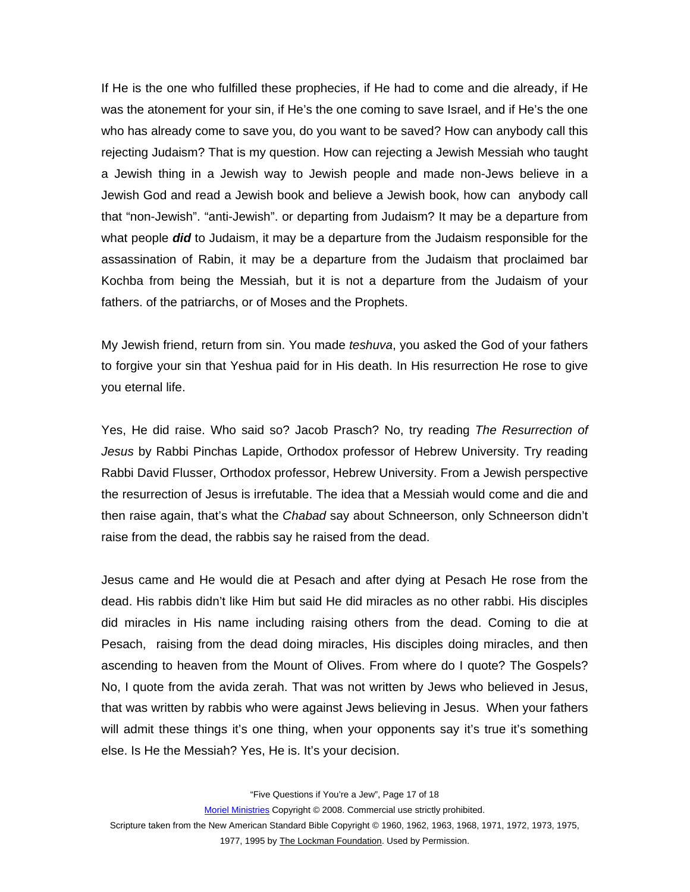If He is the one who fulfilled these prophecies, if He had to come and die already, if He was the atonement for your sin, if He's the one coming to save Israel, and if He's the one who has already come to save you, do you want to be saved? How can anybody call this rejecting Judaism? That is my question. How can rejecting a Jewish Messiah who taught a Jewish thing in a Jewish way to Jewish people and made non-Jews believe in a Jewish God and read a Jewish book and believe a Jewish book, how can anybody call that "non-Jewish". "anti-Jewish". or departing from Judaism? It may be a departure from what people ***did*** to Judaism, it may be a departure from the Judaism responsible for the assassination of Rabin, it may be a departure from the Judaism that proclaimed bar Kochba from being the Messiah, but it is not a departure from the Judaism of your fathers. of the patriarchs, or of Moses and the Prophets.

My Jewish friend, return from sin. You made *teshuva*, you asked the God of your fathers to forgive your sin that Yeshua paid for in His death. In His resurrection He rose to give you eternal life.

Yes, He did raise. Who said so? Jacob Prasch? No, try reading *The Resurrection of Jesus* by Rabbi Pinchas Lapide, Orthodox professor of Hebrew University. Try reading Rabbi David Flusser, Orthodox professor, Hebrew University. From a Jewish perspective the resurrection of Jesus is irrefutable. The idea that a Messiah would come and die and then raise again, that's what the *Chabad* say about Schneerson, only Schneerson didn't raise from the dead, the rabbis say he raised from the dead.

Jesus came and He would die at Pesach and after dying at Pesach He rose from the dead. His rabbis didn't like Him but said He did miracles as no other rabbi. His disciples did miracles in His name including raising others from the dead. Coming to die at Pesach, raising from the dead doing miracles, His disciples doing miracles, and then ascending to heaven from the Mount of Olives. From where do I quote? The Gospels? No, I quote from the avida zerah. That was not written by Jews who believed in Jesus, that was written by rabbis who were against Jews believing in Jesus. When your fathers will admit these things it's one thing, when your opponents say it's true it's something else. Is He the Messiah? Yes, He is. It's your decision.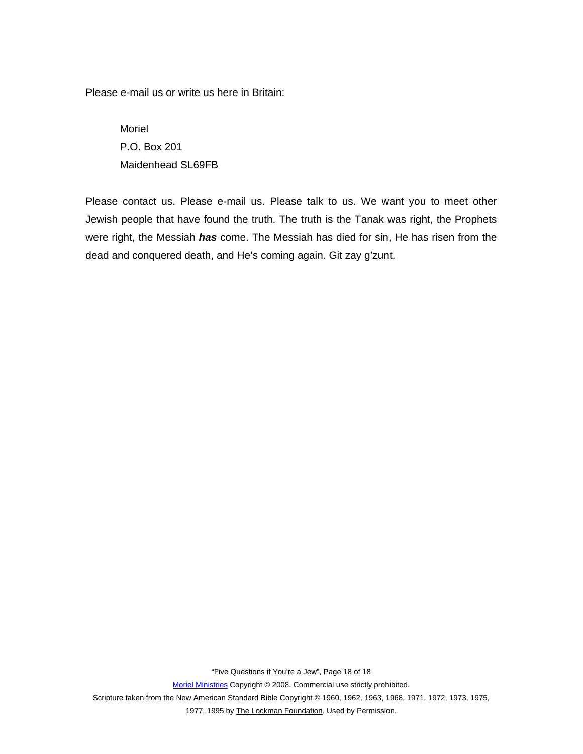Please e-mail us or write us here in Britain:

Moriel
P.O. Box 201
Maidenhead SL69FB

Please contact us. Please e-mail us. Please talk to us. We want you to meet other Jewish people that have found the truth. The truth is the Tanak was right, the Prophets were right, the Messiah ***has*** come. The Messiah has died for sin, He has risen from the dead and conquered death, and He's coming again. Git zay g'zunt.